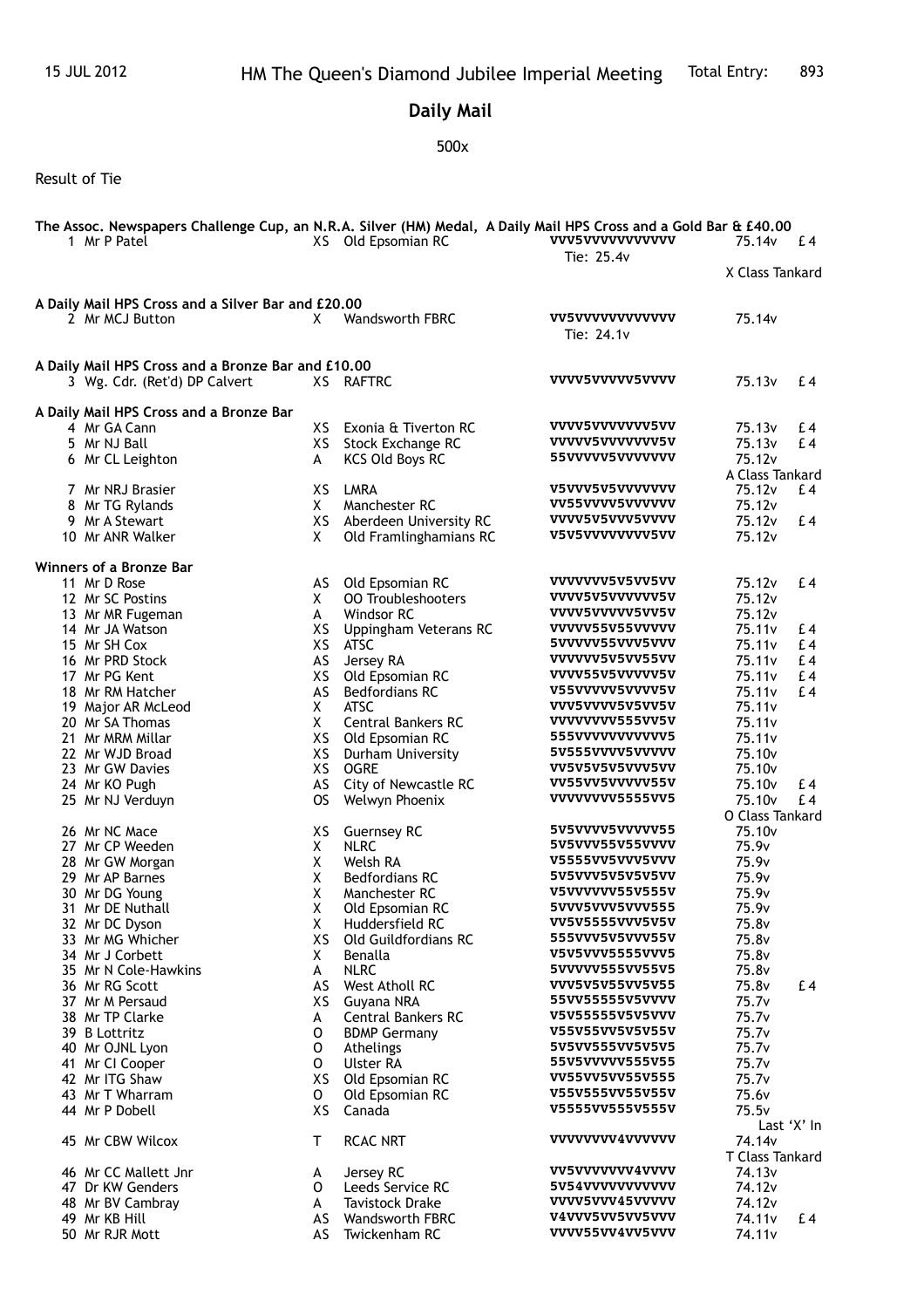15 JUL 2012 HM The Queen's Diamond Jubilee Imperial Meeting Total Entry: 893

# Daily Mail

500x

Result of Tie

**The Assoc. Newspapers Challenge Cup, an N.R.A. Silver (HM) Medal, A Daily Mail HPS Cross and a Gold Bar & £40.00**

| | | | | | | |
|---|---|---|---|---|---|---|
| 1 | Mr P Patel | XS | Old Epsomian RC | VVV5VVVVVVVVVVV Tie: 25.4v | 75.14v | £ 4 |
| | | | | | X Class Tankard | |

**A Daily Mail HPS Cross and a Silver Bar and £20.00**

| | | | | | | |
|---|---|---|---|---|---|---|
| 2 | Mr MCJ Button | X | Wandsworth FBRC | VV5VVVVVVVVVVVV Tie: 24.1v | 75.14v | |

**A Daily Mail HPS Cross and a Bronze Bar and £10.00**

| | | | | | | |
|---|---|---|---|---|---|---|
| 3 | Wg. Cdr. (Ret'd) DP Calvert | XS | RAFTRC | VVVV5VVVVV5VVVV | 75.13v | £ 4 |

**A Daily Mail HPS Cross and a Bronze Bar**

| | | | | | | |
|---|---|---|---|---|---|---|
| 4 | Mr GA Cann | XS | Exonia & Tiverton RC | VVVV5VVVVVVV5VV | 75.13v | £ 4 |
| 5 | Mr NJ Ball | XS | Stock Exchange RC | VVVVV5VVVVVVV5V | 75.13v | £ 4 |
| 6 | Mr CL Leighton | A | KCS Old Boys RC | 55VVVVV5VVVVVVV | 75.12v | |
| | | | | | A Class Tankard | |
| 7 | Mr NRJ Brasier | XS | LMRA | V5VVV5V5VVVVVVV | 75.12v | £ 4 |
| 8 | Mr TG Rylands | X | Manchester RC | VV55VVVV5VVVVVV | 75.12v | |
| 9 | Mr A Stewart | XS | Aberdeen University RC | VVVV5V5VVV5VVVV | 75.12v | £ 4 |
| 10 | Mr ANR Walker | X | Old Framlinghamians RC | V5V5VVVVVVVV5VV | 75.12v | |

**Winners of a Bronze Bar**

| | | | | | | |
|---|---|---|---|---|---|---|
| 11 | Mr D Rose | AS | Old Epsomian RC | VVVVVVV5V5VV5VV | 75.12v | £ 4 |
| 12 | Mr SC Postins | X | OO Troubleshooters | VVVV5V5VVVVVV5V | 75.12v | |
| 13 | Mr MR Fugeman | A | Windsor RC | VVVV5VVVVVV5VV5V | 75.12v | |
| 14 | Mr JA Watson | XS | Uppingham Veterans RC | VVVVV55V55VVVVV | 75.11v | £ 4 |
| 15 | Mr SH Cox | XS | ATSC | 5VVVVV55VVV5VVV | 75.11v | £ 4 |
| 16 | Mr PRD Stock | AS | Jersey RA | VVVVVV5V5VV55VV | 75.11v | £ 4 |
| 17 | Mr PG Kent | XS | Old Epsomian RC | VVVV55V5VVVVV5V | 75.11v | £ 4 |
| 18 | Mr RM Hatcher | AS | Bedfordians RC | V55VVVVV5VVVV5V | 75.11v | £ 4 |
| 19 | Major AR McLeod | X | ATSC | VVV5VVVV5V5VV5V | 75.11v | |
| 20 | Mr SA Thomas | X | Central Bankers RC | VVVVVVVV555VV5V | 75.11v | |
| 21 | Mr MRM Millar | XS | Old Epsomian RC | 555VVVVVVVVVVV5 | 75.11v | |
| 22 | Mr WJD Broad | XS | Durham University | 5V555VVVV5VVVVV | 75.10v | |
| 23 | Mr GW Davies | XS | OGRE | VV5V5V5V5VVV5VV | 75.10v | |
| 24 | Mr KO Pugh | AS | City of Newcastle RC | VV55VV5VVVVV55V | 75.10v | £ 4 |
| 25 | Mr NJ Verduyn | OS | Welwyn Phoenix | VVVVVVVV5555VV5 | 75.10v | £ 4 |
| | | | | | O Class Tankard | |
| 26 | Mr NC Mace | XS | Guernsey RC | 5V5VVVV5VVVVV55 | 75.10v | |
| 27 | Mr CP Weeden | X | NLRC | 5V5VVV55V55VVVV | 75.9v | |
| 28 | Mr GW Morgan | X | Welsh RA | V5555VV5VVV5VVV | 75.9v | |
| 29 | Mr AP Barnes | X | Bedfordians RC | 5V5VVV5V5V5V5VV | 75.9v | |
| 30 | Mr DG Young | X | Manchester RC | V5VVVVVV55V555V | 75.9v | |
| 31 | Mr DE Nuthall | X | Old Epsomian RC | 5VVVV5VVV5VVV555 | 75.9v | |
| 32 | Mr DC Dyson | X | Huddersfield RC | VV5V5555VVV5V5V | 75.8v | |
| 33 | Mr MG Whicher | XS | Old Guildfordians RC | 555VVV5V5VVV55V | 75.8v | |
| 34 | Mr J Corbett | X | Benalla | V5V5VVV5555VVV5 | 75.8v | |
| 35 | Mr N Cole-Hawkins | A | NLRC | 5VVVVV555VV55V5 | 75.8v | |
| 36 | Mr RG Scott | AS | West Atholl RC | VVV5V5V55VV5V55 | 75.8v | £ 4 |
| 37 | Mr M Persaud | XS | Guyana NRA | 55VV55555V5VVVV | 75.7v | |
| 38 | Mr TP Clarke | A | Central Bankers RC | V5V55555V5V5VVV | 75.7v | |
| 39 | B Lottritz | O | BDMP Germany | V55V55VV5V5V55V | 75.7v | |
| 40 | Mr OJNL Lyon | O | Athelings | 5V5VV555VV5V5V5 | 75.7v | |
| 41 | Mr CI Cooper | O | Ulster RA | 55V5VVVVV555V55 | 75.7v | |
| 42 | Mr ITG Shaw | XS | Old Epsomian RC | VV55VV5VV55V555 | 75.7v | |
| 43 | Mr T Wharram | O | Old Epsomian RC | V55V555VV55V55V | 75.6v | |
| 44 | Mr P Dobell | XS | Canada | V5555VV555V555V | 75.5v | |
| | | | | | Last 'X' In | |
| 45 | Mr CBW Wilcox | T | RCAC NRT | VVVVVVVV4VVVVVV | 74.14v | |
| | | | | | T Class Tankard | |
| 46 | Mr CC Mallett Jnr | A | Jersey RC | VV5VVVVVVV4VVVV | 74.13v | |
| 47 | Dr KW Genders | O | Leeds Service RC | 5V54VVVVVVVVVVV | 74.12v | |
| 48 | Mr BV Cambray | A | Tavistock Drake | VVVV5VVV45VVVVV | 74.12v | |
| 49 | Mr KB Hill | AS | Wandsworth FBRC | V4VVV5VV5VV5VVV | 74.11v | £ 4 |
| 50 | Mr RJR Mott | AS | Twickenham RC | VVVV55VV4VV5VVV | 74.11v | |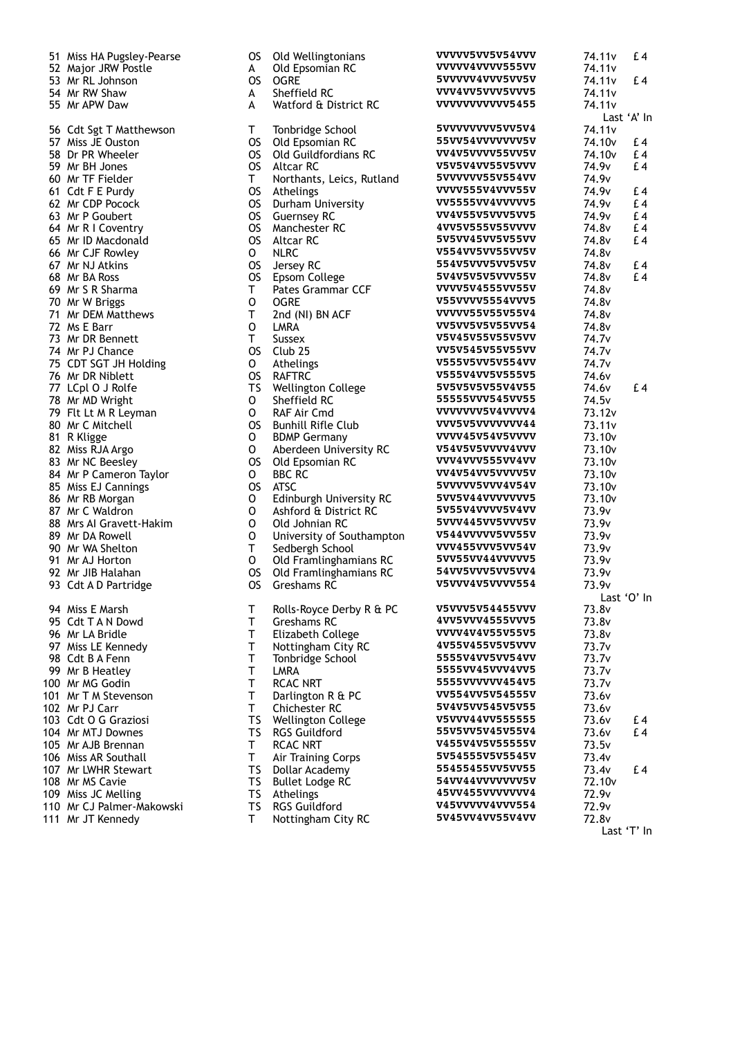| | | | | | | |
|---|---|---|---|---|---|---|
| 51 | Miss HA Pugsley-Pearse | OS | Old Wellingtonians | VVVVV5VV5V54VVV | 74.11v | £4 |
| 52 | Major JRW Postle | A | Old Epsomian RC | VVVVV4VVVV555VV | 74.11v | |
| 53 | Mr RL Johnson | OS | OGRE | 5VVVVV4VVV5VV5V | 74.11v | £4 |
| 54 | Mr RW Shaw | A | Sheffield RC | VVV4VV5VVV5VVV5 | 74.11v | |
| 55 | Mr APW Daw | A | Watford & District RC | VVVVVVVVVVV5455 | 74.11v | |
| | | | | | Last 'A' In | |
| 56 | Cdt Sgt T Matthewson | T | Tonbridge School | 5VVVVVVVV5VV5V4 | 74.11v | |
| 57 | Miss JE Ouston | OS | Old Epsomian RC | 55VV54VVVVVVV5V | 74.10v | £4 |
| 58 | Dr PR Wheeler | OS | Old Guildfordians RC | VV4V5VVVV55VV5V | 74.10v | £4 |
| 59 | Mr BH Jones | OS | Altcar RC | V5V5V4VV55V5VVV | 74.9v | £4 |
| 60 | Mr TF Fielder | T | Northants, Leics, Rutland | 5VVVVVV55V554VV | 74.9v | |
| 61 | Cdt F E Purdy | OS | Athelings | VVVV555V4VVV55V | 74.9v | £4 |
| 62 | Mr CDP Pocock | OS | Durham University | VV5555VV4VVVVV5 | 74.9v | £4 |
| 63 | Mr P Goubert | OS | Guernsey RC | VV4V55V5VVV5VV5 | 74.9v | £4 |
| 64 | Mr R I Coventry | OS | Manchester RC | 4VV5V555V55VVVV | 74.8v | £4 |
| 65 | Mr ID Macdonald | OS | Altcar RC | 5V5VV45VV5V55VV | 74.8v | £4 |
| 66 | Mr CJF Rowley | O | NLRC | V554VV5VV55VV5V | 74.8v | |
| 67 | Mr NJ Atkins | OS | Jersey RC | 554V5VVV5VV5V5V | 74.8v | £4 |
| 68 | Mr BA Ross | OS | Epsom College | 5V4V5V5V5VVV55V | 74.8v | £4 |
| 69 | Mr S R Sharma | T | Pates Grammar CCF | VVVV5V4555VV55V | 74.8v | |
| 70 | Mr W Briggs | O | OGRE | V55VVVV5554VVV5 | 74.8v | |
| 71 | Mr DEM Matthews | T | 2nd (NI) BN ACF | VVVVV55V55V55V4 | 74.8v | |
| 72 | Ms E Barr | O | LMRA | VV5VV5V5V55VV54 | 74.8v | |
| 73 | Mr DR Bennett | T | Sussex | V5V45V55V55V5VV | 74.7v | |
| 74 | Mr PJ Chance | OS | Club 25 | VV5V545V55V55VV | 74.7v | |
| 75 | CDT SGT JH Holding | O | Athelings | V555V5VV5V554VV | 74.7v | |
| 76 | Mr DR Niblett | OS | RAFTRC | V555V4VV5V555V5 | 74.6v | |
| 77 | LCpl O J Rolfe | TS | Wellington College | 5V5V5V5V55V4V55 | 74.6v | £4 |
| 78 | Mr MD Wright | O | Sheffield RC | 55555VVV545VV55 | 74.5v | |
| 79 | Flt Lt M R Leyman | O | RAF Air Cmd | VVVVVVV5V4VVVV4 | 73.12v | |
| 80 | Mr C Mitchell | OS | Bunhill Rifle Club | VVV5V5VVVVVVV44 | 73.11v | |
| 81 | R Kligge | O | BDMP Germany | VVVV45V54V5VVVV | 73.10v | |
| 82 | Miss RJA Argo | O | Aberdeen University RC | V54V5V5VVVV4VVV | 73.10v | |
| 83 | Mr NC Beesley | OS | Old Epsomian RC | VVV4VVV555VV4VV | 73.10v | |
| 84 | Mr P Cameron Taylor | O | BBC RC | VV4V54VV5VVVV5V | 73.10v | |
| 85 | Miss EJ Cannings | OS | ATSC | 5VVVVV5VVV4V54V | 73.10v | |
| 86 | Mr RB Morgan | O | Edinburgh University RC | 5VV5V44VVVVVVV5 | 73.10v | |
| 87 | Mr C Waldron | O | Ashford & District RC | 5V55V4VVVV5V4VV | 73.9v | |
| 88 | Mrs AI Gravett-Hakim | O | Old Johnian RC | 5VVV445VV5VVV5V | 73.9v | |
| 89 | Mr DA Rowell | O | University of Southampton | V544VVVVV5VV55V | 73.9v | |
| 90 | Mr WA Shelton | T | Sedbergh School | VVV455VVV5VV54V | 73.9v | |
| 91 | Mr AJ Horton | O | Old Framlinghamians RC | 5VV55VV44VVVVV5 | 73.9v | |
| 92 | Mr JIB Halahan | OS | Old Framlinghamians RC | 54VV5VVV5VV5VV4 | 73.9v | |
| 93 | Cdt A D Partridge | OS | Greshams RC | V5VVV4V5VVVV554 | 73.9v | |
| | | | | | Last 'O' In | |
| 94 | Miss E Marsh | T | Rolls-Royce Derby R & PC | V5VVV5V54455VVV | 73.8v | |
| 95 | Cdt T A N Dowd | T | Greshams RC | 4VV5VVV4555VVV5 | 73.8v | |
| 96 | Mr LA Bridle | T | Elizabeth College | VVVV4V4V55V55V5 | 73.8v | |
| 97 | Miss LE Kennedy | T | Nottingham City RC | 4V55V455V5V5VVV | 73.7v | |
| 98 | Cdt B A Fenn | T | Tonbridge School | 5555V4VV5VV54VV | 73.7v | |
| 99 | Mr B Heatley | T | LMRA | 5555VV45VVV4VV5 | 73.7v | |
| 100 | Mr MG Godin | T | RCAC NRT | 5555VVVVVV454V5 | 73.7v | |
| 101 | Mr T M Stevenson | T | Darlington R & PC | VV554VV5V54555V | 73.6v | |
| 102 | Mr PJ Carr | T | Chichester RC | 5V4V5VV545V5V55 | 73.6v | |
| 103 | Cdt O G Graziosi | TS | Wellington College | V5VVV44VV555555 | 73.6v | £4 |
| 104 | Mr MTJ Downes | TS | RGS Guildford | 55V5VV5V45V55V4 | 73.6v | £4 |
| 105 | Mr AJB Brennan | T | RCAC NRT | V455V4V5V55555V | 73.5v | |
| 106 | Miss AR Southall | T | Air Training Corps | 5V54555V5V5545V | 73.4v | |
| 107 | Mr LWHR Stewart | TS | Dollar Academy | 55455455VV5VV55 | 73.4v | £4 |
| 108 | Mr MS Cavie | TS | Bullet Lodge RC | 54VV44VVVVVVV5V | 72.10v | |
| 109 | Miss JC Melling | TS | Athelings | 45VV455VVVVVVV4 | 72.9v | |
| 110 | Mr CJ Palmer-Makowski | TS | RGS Guildford | V45VVVVV4VVV554 | 72.9v | |
| 111 | Mr JT Kennedy | T | Nottingham City RC | 5V45VV4VV55V4VV | 72.8v | |
| | | | | | Last 'T' In | |